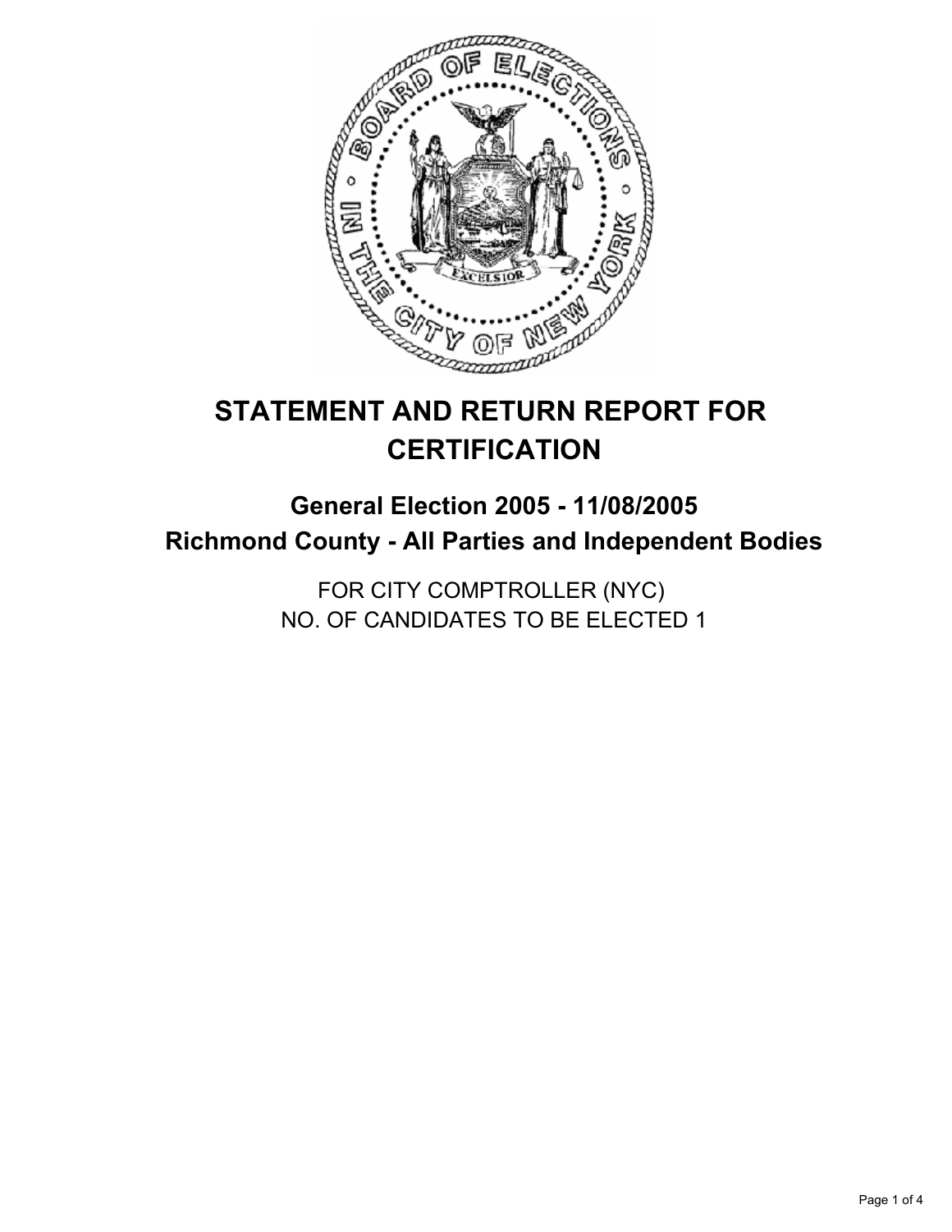# STATEMENT AND RETURN REPORT FOR CERTIFICATION

## General Election 2005 - 11/08/2005
## Richmond County - All Parties and Independent Bodies

FOR CITY COMPTROLLER (NYC)
NO. OF CANDIDATES TO BE ELECTED 1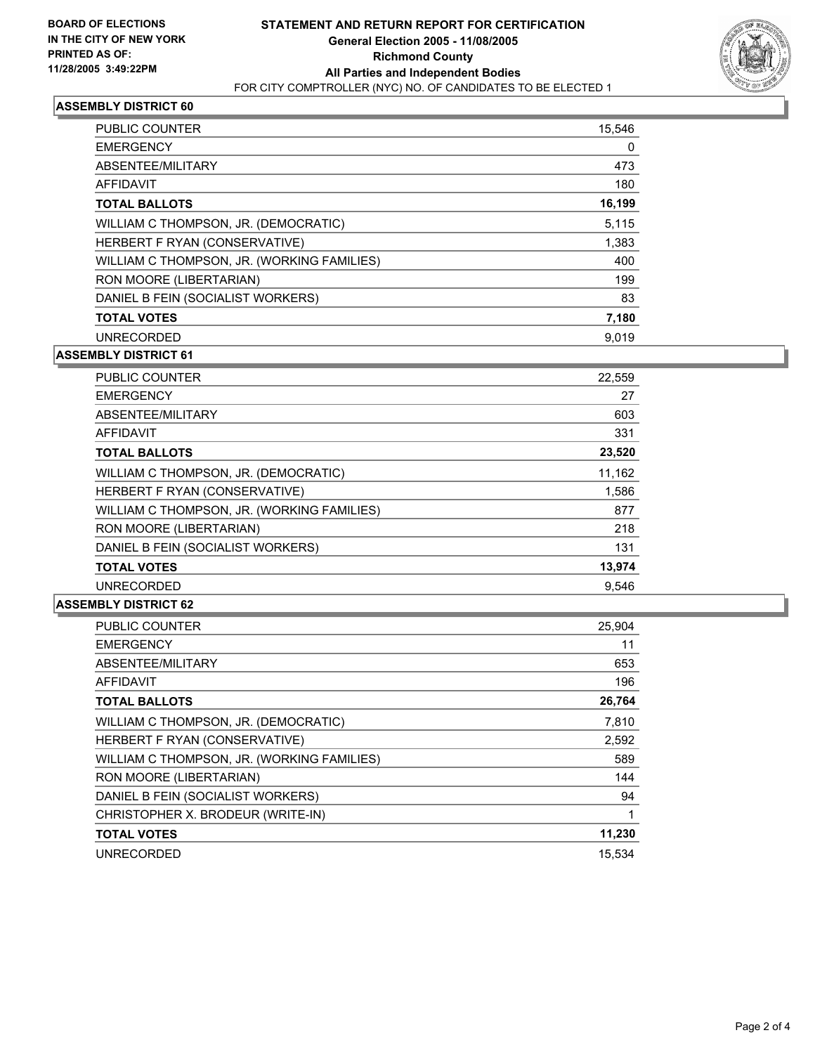BOARD OF ELECTIONS
IN THE CITY OF NEW YORK
PRINTED AS OF:
11/28/2005 3:49:22PM

# STATEMENT AND RETURN REPORT FOR CERTIFICATION
## General Election 2005 - 11/08/2005
## Richmond County
## All Parties and Independent Bodies
FOR CITY COMPTROLLER (NYC) NO. OF CANDIDATES TO BE ELECTED 1

### ASSEMBLY DISTRICT 60

| | |
|---|---|
| PUBLIC COUNTER | 15,546 |
| EMERGENCY | 0 |
| ABSENTEE/MILITARY | 473 |
| AFFIDAVIT | 180 |
| **TOTAL BALLOTS** | **16,199** |
| WILLIAM C THOMPSON, JR. (DEMOCRATIC) | 5,115 |
| HERBERT F RYAN (CONSERVATIVE) | 1,383 |
| WILLIAM C THOMPSON, JR. (WORKING FAMILIES) | 400 |
| RON MOORE (LIBERTARIAN) | 199 |
| DANIEL B FEIN (SOCIALIST WORKERS) | 83 |
| **TOTAL VOTES** | **7,180** |
| UNRECORDED | 9,019 |

### ASSEMBLY DISTRICT 61

| | |
|---|---|
| PUBLIC COUNTER | 22,559 |
| EMERGENCY | 27 |
| ABSENTEE/MILITARY | 603 |
| AFFIDAVIT | 331 |
| **TOTAL BALLOTS** | **23,520** |
| WILLIAM C THOMPSON, JR. (DEMOCRATIC) | 11,162 |
| HERBERT F RYAN (CONSERVATIVE) | 1,586 |
| WILLIAM C THOMPSON, JR. (WORKING FAMILIES) | 877 |
| RON MOORE (LIBERTARIAN) | 218 |
| DANIEL B FEIN (SOCIALIST WORKERS) | 131 |
| **TOTAL VOTES** | **13,974** |
| UNRECORDED | 9,546 |

### ASSEMBLY DISTRICT 62

| | |
|---|---|
| PUBLIC COUNTER | 25,904 |
| EMERGENCY | 11 |
| ABSENTEE/MILITARY | 653 |
| AFFIDAVIT | 196 |
| **TOTAL BALLOTS** | **26,764** |
| WILLIAM C THOMPSON, JR. (DEMOCRATIC) | 7,810 |
| HERBERT F RYAN (CONSERVATIVE) | 2,592 |
| WILLIAM C THOMPSON, JR. (WORKING FAMILIES) | 589 |
| RON MOORE (LIBERTARIAN) | 144 |
| DANIEL B FEIN (SOCIALIST WORKERS) | 94 |
| CHRISTOPHER X. BRODEUR (WRITE-IN) | 1 |
| **TOTAL VOTES** | **11,230** |
| UNRECORDED | 15,534 |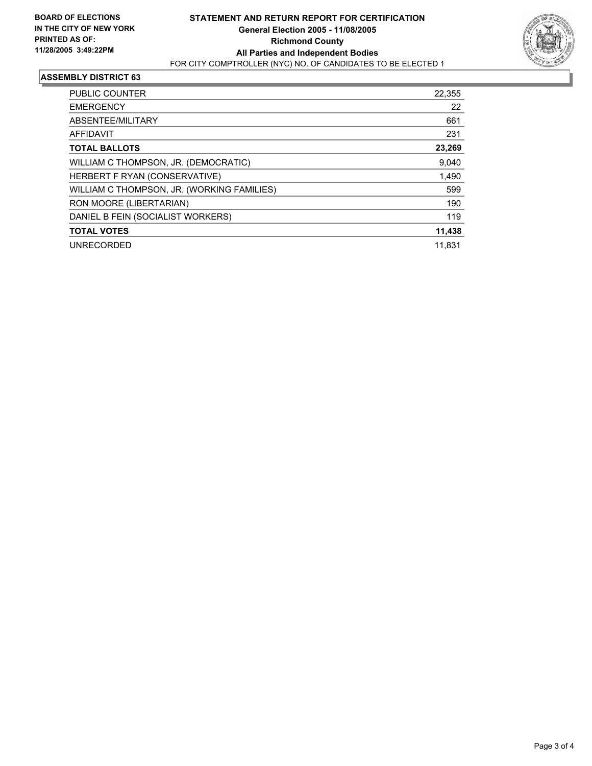BOARD OF ELECTIONS
IN THE CITY OF NEW YORK
PRINTED AS OF:
11/28/2005 3:49:22PM

# STATEMENT AND RETURN REPORT FOR CERTIFICATION

**General Election 2005 - 11/08/2005**
**Richmond County**
**All Parties and Independent Bodies**
FOR CITY COMPTROLLER (NYC) NO. OF CANDIDATES TO BE ELECTED 1

## ASSEMBLY DISTRICT 63

| | |
|---|---|
| PUBLIC COUNTER | 22,355 |
| EMERGENCY | 22 |
| ABSENTEE/MILITARY | 661 |
| AFFIDAVIT | 231 |
| **TOTAL BALLOTS** | **23,269** |
| WILLIAM C THOMPSON, JR. (DEMOCRATIC) | 9,040 |
| HERBERT F RYAN (CONSERVATIVE) | 1,490 |
| WILLIAM C THOMPSON, JR. (WORKING FAMILIES) | 599 |
| RON MOORE (LIBERTARIAN) | 190 |
| DANIEL B FEIN (SOCIALIST WORKERS) | 119 |
| **TOTAL VOTES** | **11,438** |
| UNRECORDED | 11,831 |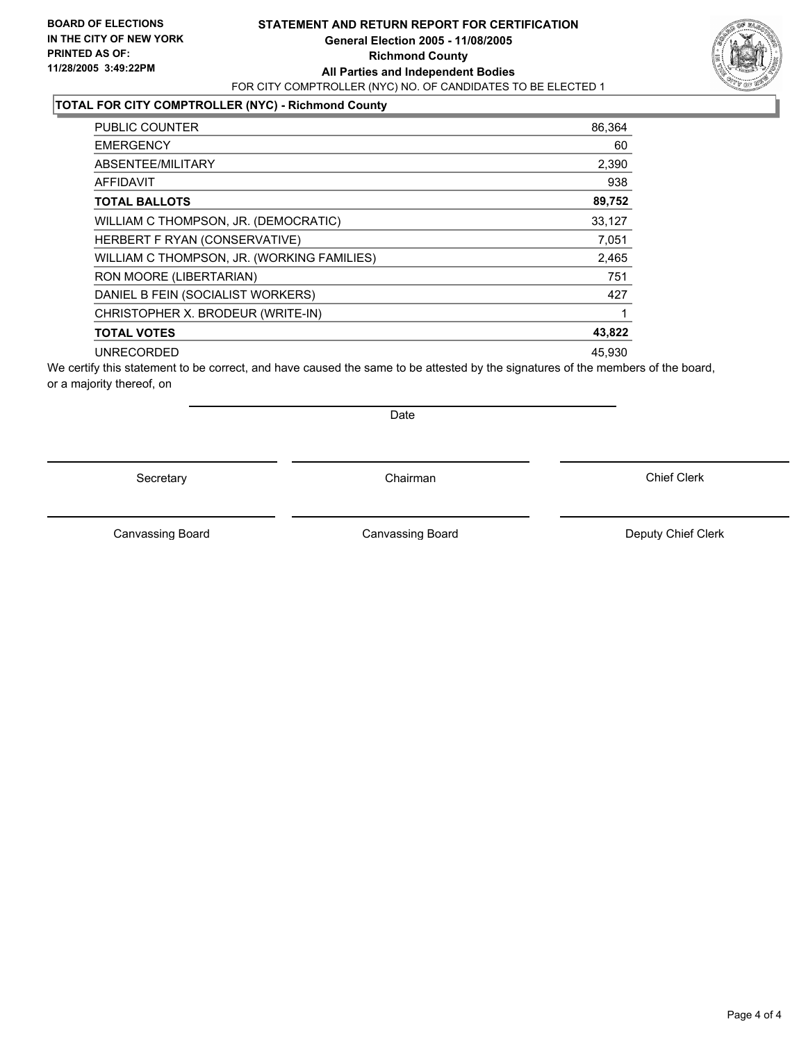**BOARD OF ELECTIONS IN THE CITY OF NEW YORK PRINTED AS OF: 11/28/2005 3:49:22PM**

# STATEMENT AND RETURN REPORT FOR CERTIFICATION

**General Election 2005 - 11/08/2005**

**Richmond County**

**All Parties and Independent Bodies**

FOR CITY COMPTROLLER (NYC) NO. OF CANDIDATES TO BE ELECTED 1

## TOTAL FOR CITY COMPTROLLER (NYC) - Richmond County

| | |
|---|---|
| PUBLIC COUNTER | 86,364 |
| EMERGENCY | 60 |
| ABSENTEE/MILITARY | 2,390 |
| AFFIDAVIT | 938 |
| **TOTAL BALLOTS** | **89,752** |
| WILLIAM C THOMPSON, JR. (DEMOCRATIC) | 33,127 |
| HERBERT F RYAN (CONSERVATIVE) | 7,051 |
| WILLIAM C THOMPSON, JR. (WORKING FAMILIES) | 2,465 |
| RON MOORE (LIBERTARIAN) | 751 |
| DANIEL B FEIN (SOCIALIST WORKERS) | 427 |
| CHRISTOPHER X. BRODEUR (WRITE-IN) | 1 |
| **TOTAL VOTES** | **43,822** |
| UNRECORDED | 45,930 |

We certify this statement to be correct, and have caused the same to be attested by the signatures of the members of the board, or a majority thereof, on

Date

Secretary

Chairman

Chief Clerk

Canvassing Board

Canvassing Board

Deputy Chief Clerk